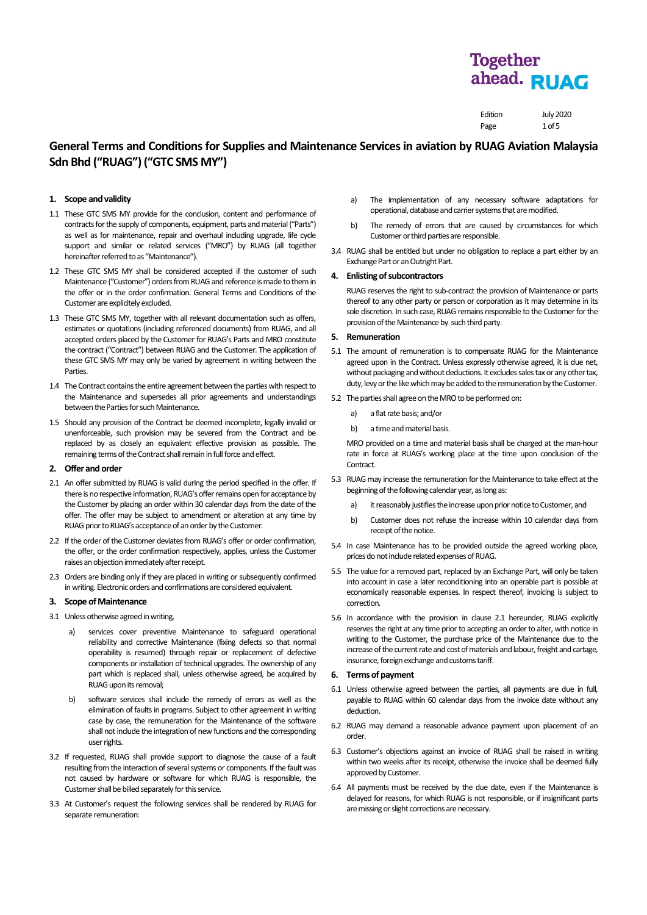# General Terms and Conditions for Supplies and Maintenance Services in aviation by RUAG Aviation Malaysia Sdn Bhd ("RUAG") ("GTC SMS MY")

## 1. Scope and validity

1.1 These GTC SMS MY provide for the conclusion, content and performance of contracts for the supply of components, equipment, parts and material ("Parts") as well as for maintenance, repair and overhaul including upgrade, life cycle support and similar or related services ("MRO") by RUAG (all together hereinafter referred to as "Maintenance").

1.2 These GTC SMS MY shall be considered accepted if the customer of such Maintenance ("Customer") orders from RUAG and reference is made to them in the offer or in the order confirmation. General Terms and Conditions of the Customer are explicitely excluded.

1.3 These GTC SMS MY, together with all relevant documentation such as offers, estimates or quotations (including referenced documents) from RUAG, and all accepted orders placed by the Customer for RUAG's Parts and MRO constitute the contract ("Contract") between RUAG and the Customer. The application of these GTC SMS MY may only be varied by agreement in writing between the Parties.

1.4 The Contract contains the entire agreement between the parties with respect to the Maintenance and supersedes all prior agreements and understandings between the Parties for such Maintenance.

1.5 Should any provision of the Contract be deemed incomplete, legally invalid or unenforceable, such provision may be severed from the Contract and be replaced by as closely an equivalent effective provision as possible. The remaining terms of the Contract shall remain in full force and effect.

## 2. Offer and order

2.1 An offer submitted by RUAG is valid during the period specified in the offer. If there is no respective information, RUAG's offer remains open for acceptance by the Customer by placing an order within 30 calendar days from the date of the offer. The offer may be subject to amendment or alteration at any time by RUAG prior to RUAG's acceptance of an order by the Customer.

2.2 If the order of the Customer deviates from RUAG's offer or order confirmation, the offer, or the order confirmation respectively, applies, unless the Customer raises an objection immediately after receipt.

2.3 Orders are binding only if they are placed in writing or subsequently confirmed in writing. Electronic orders and confirmations are considered equivalent.

## 3. Scope of Maintenance

3.1 Unless otherwise agreed in writing,

a) services cover preventive Maintenance to safeguard operational reliability and corrective Maintenance (fixing defects so that normal operability is resumed) through repair or replacement of defective components or installation of technical upgrades. The ownership of any part which is replaced shall, unless otherwise agreed, be acquired by RUAG upon its removal;

b) software services shall include the remedy of errors as well as the elimination of faults in programs. Subject to other agreement in writing case by case, the remuneration for the Maintenance of the software shall not include the integration of new functions and the corresponding user rights.

3.2 If requested, RUAG shall provide support to diagnose the cause of a fault resulting from the interaction of several systems or components. If the fault was not caused by hardware or software for which RUAG is responsible, the Customer shall be billed separately for this service.

3.3 At Customer's request the following services shall be rendered by RUAG for separate remuneration:

a) The implementation of any necessary software adaptations for operational, database and carrier systems that are modified.

b) The remedy of errors that are caused by circumstances for which Customer or third parties are responsible.

3.4 RUAG shall be entitled but under no obligation to replace a part either by an Exchange Part or an Outright Part.

## 4. Enlisting of subcontractors

RUAG reserves the right to sub-contract the provision of Maintenance or parts thereof to any other party or person or corporation as it may determine in its sole discretion. In such case, RUAG remains responsible to the Customer for the provision of the Maintenance by such third party.

## 5. Remuneration

5.1 The amount of remuneration is to compensate RUAG for the Maintenance agreed upon in the Contract. Unless expressly otherwise agreed, it is due net, without packaging and without deductions. It excludes sales tax or any other tax, duty, levy or the like which may be added to the remuneration by the Customer.

5.2 The parties shall agree on the MRO to be performed on:

a) a flat rate basis; and/or

b) a time and material basis.

MRO provided on a time and material basis shall be charged at the man-hour rate in force at RUAG's working place at the time upon conclusion of the Contract.

5.3 RUAG may increase the remuneration for the Maintenance to take effect at the beginning of the following calendar year, as long as:

a) it reasonably justifies the increase upon prior notice to Customer, and

b) Customer does not refuse the increase within 10 calendar days from receipt of the notice.

5.4 In case Maintenance has to be provided outside the agreed working place, prices do not include related expenses of RUAG.

5.5 The value for a removed part, replaced by an Exchange Part, will only be taken into account in case a later reconditioning into an operable part is possible at economically reasonable expenses. In respect thereof, invoicing is subject to correction.

5.6 In accordance with the provision in clause 2.1 hereunder, RUAG explicitly reserves the right at any time prior to accepting an order to alter, with notice in writing to the Customer, the purchase price of the Maintenance due to the increase of the current rate and cost of materials and labour, freight and cartage, insurance, foreign exchange and customs tariff.

## 6. Terms of payment

6.1 Unless otherwise agreed between the parties, all payments are due in full, payable to RUAG within 60 calendar days from the invoice date without any deduction.

6.2 RUAG may demand a reasonable advance payment upon placement of an order.

6.3 Customer's objections against an invoice of RUAG shall be raised in writing within two weeks after its receipt, otherwise the invoice shall be deemed fully approved by Customer.

6.4 All payments must be received by the due date, even if the Maintenance is delayed for reasons, for which RUAG is not responsible, or if insignificant parts are missing or slight corrections are necessary.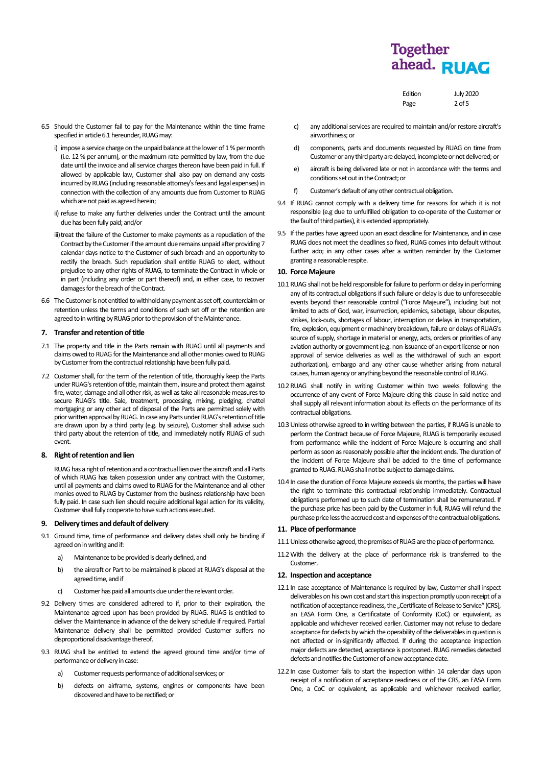6.5 Should the Customer fail to pay for the Maintenance within the time frame specified in article 6.1 hereunder, RUAG may:

i) impose a service charge on the unpaid balance at the lower of 1 % per month (i.e. 12 % per annum), or the maximum rate permitted by law, from the due date until the invoice and all service charges thereon have been paid in full. If allowed by applicable law, Customer shall also pay on demand any costs incurred by RUAG (including reasonable attorney's fees and legal expenses) in connection with the collection of any amounts due from Customer to RUAG which are not paid as agreed herein;

ii) refuse to make any further deliveries under the Contract until the amount due has been fully paid; and/or

iii) treat the failure of the Customer to make payments as a repudiation of the Contract by the Customer if the amount due remains unpaid after providing 7 calendar days notice to the Customer of such breach and an opportunity to rectify the breach. Such repudiation shall entitle RUAG to elect, without prejudice to any other rights of RUAG, to terminate the Contract in whole or in part (including any order or part thereof) and, in either case, to recover damages for the breach of the Contract.

6.6 The Customer is not entitled to withhold any payment as set off, counterclaim or retention unless the terms and conditions of such set off or the retention are agreed to in writing by RUAG prior to the provision of the Maintenance.

## 7. Transfer and retention of title

7.1 The property and title in the Parts remain with RUAG until all payments and claims owed to RUAG for the Maintenance and all other monies owed to RUAG by Customer from the contractual relationship have been fully paid.

7.2 Customer shall, for the term of the retention of title, thoroughly keep the Parts under RUAG's retention of title, maintain them, insure and protect them against fire, water, damage and all other risk, as well as take all reasonable measures to secure RUAG's title. Sale, treatment, processing, mixing, pledging, chattel mortgaging or any other act of disposal of the Parts are permitted solely with prior written approval by RUAG. In case any Parts under RUAG's retention of title are drawn upon by a third party (e.g. by seizure), Customer shall advise such third party about the retention of title, and immediately notify RUAG of such event.

## 8. Right of retention and lien

RUAG has a right of retention and a contractual lien over the aircraft and all Parts of which RUAG has taken possession under any contract with the Customer, until all payments and claims owed to RUAG for the Maintenance and all other monies owed to RUAG by Customer from the business relationship have been fully paid. In case such lien should require additional legal action for its validity, Customer shall fully cooperate to have such actions executed.

## 9. Delivery times and default of delivery

9.1 Ground time, time of performance and delivery dates shall only be binding if agreed on in writing and if:

a) Maintenance to be provided is clearly defined, and

b) the aircraft or Part to be maintained is placed at RUAG's disposal at the agreed time, and if

c) Customer has paid all amounts due under the relevant order.

9.2 Delivery times are considered adhered to if, prior to their expiration, the Maintenance agreed upon has been provided by RUAG. RUAG is entitled to deliver the Maintenance in advance of the delivery schedule if required. Partial Maintenance delivery shall be permitted provided Customer suffers no disproportional disadvantage thereof.

9.3 RUAG shall be entitled to extend the agreed ground time and/or time of performance or delivery in case:

a) Customer requests performance of additional services; or

b) defects on airframe, systems, engines or components have been discovered and have to be rectified; or

c) any additional services are required to maintain and/or restore aircraft's airworthiness; or

d) components, parts and documents requested by RUAG on time from Customer or any third party are delayed, incomplete or not delivered; or

e) aircraft is being delivered late or not in accordance with the terms and conditions set out in the Contract; or

f) Customer's default of any other contractual obligation.

9.4 If RUAG cannot comply with a delivery time for reasons for which it is not responsible (e.g due to unfulfilled obligation to co-operate of the Customer or the fault of third parties), it is extended appropriately.

9.5 If the parties have agreed upon an exact deadline for Maintenance, and in case RUAG does not meet the deadlines so fixed, RUAG comes into default without further ado; in any other cases after a written reminder by the Customer granting a reasonable respite.

## 10. Force Majeure

10.1 RUAG shall not be held responsible for failure to perform or delay in performing any of its contractual obligations if such failure or delay is due to unforeseeable events beyond their reasonable control ("Force Majeure"), including but not limited to acts of God, war, insurrection, epidemics, sabotage, labour disputes, strikes, lock-outs, shortages of labour, interruption or delays in transportation, fire, explosion, equipment or machinery breakdown, failure or delays of RUAG's source of supply, shortage in material or energy, acts, orders or priorities of any aviation authority or government (e.g. non-issuance of an export license or non-approval of service deliveries as well as the withdrawal of such an export authorization), embargo and any other cause whether arising from natural causes, human agency or anything beyond the reasonable control of RUAG.

10.2 RUAG shall notify in writing Customer within two weeks following the occurrence of any event of Force Majeure citing this clause in said notice and shall supply all relevant information about its effects on the performance of its contractual obligations.

10.3 Unless otherwise agreed to in writing between the parties, if RUAG is unable to perform the Contract because of Force Majeure, RUAG is temporarily excused from performance while the incident of Force Majeure is occurring and shall perform as soon as reasonably possible after the incident ends. The duration of the incident of Force Majeure shall be added to the time of performance granted to RUAG. RUAG shall not be subject to damage claims.

10.4 In case the duration of Force Majeure exceeds six months, the parties will have the right to terminate this contractual relationship immediately. Contractual obligations performed up to such date of termination shall be remunerated. If the purchase price has been paid by the Customer in full, RUAG will refund the purchase price less the accrued cost and expenses of the contractual obligations.

## 11. Place of performance

11.1 Unless otherwise agreed, the premises of RUAG are the place of performance.

11.2 With the delivery at the place of performance risk is transferred to the Customer.

## 12. Inspection and acceptance

12.1 In case acceptance of Maintenance is required by law, Customer shall inspect deliverables on his own cost and start this inspection promptly upon receipt of a notification of acceptance readiness, the „Certificate of Release to Service" (CRS), an EASA Form One, a Certificatate of Conformity (CoC) or equivalent, as applicable and whichever received earlier. Customer may not refuse to declare acceptance for defects by which the operability of the deliverables in question is not affected or in-significantly affected. If during the acceptance inspection major defects are detected, acceptance is postponed. RUAG remedies detected defects and notifies the Customer of a new acceptance date.

12.2 In case Customer fails to start the inspection within 14 calendar days upon receipt of a notification of acceptance readiness or of the CRS, an EASA Form One, a CoC or equivalent, as applicable and whichever received earlier,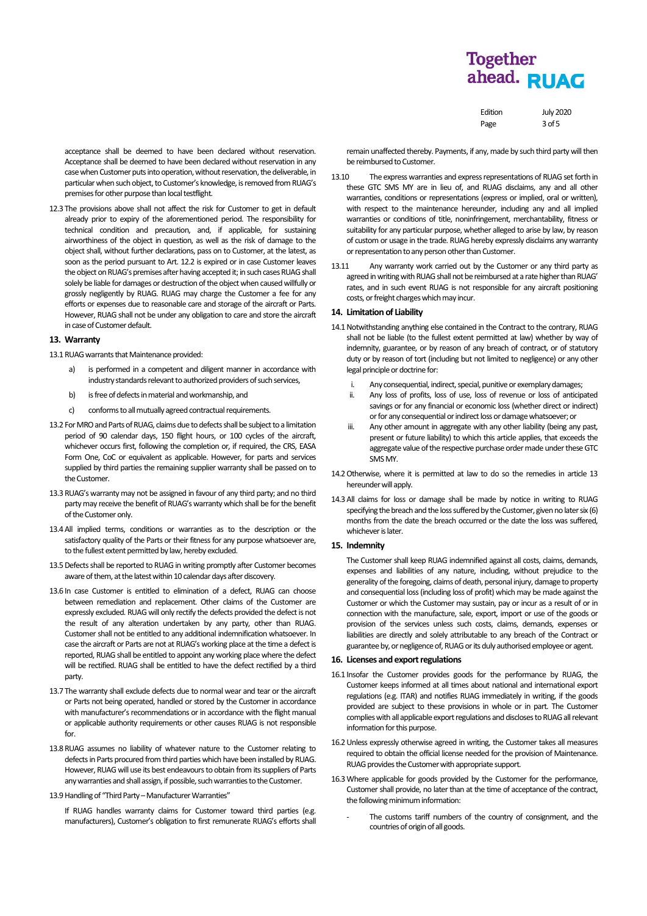acceptance shall be deemed to have been declared without reservation. Acceptance shall be deemed to have been declared without reservation in any case when Customer puts into operation, without reservation, the deliverable, in particular when such object, to Customer's knowledge, is removed from RUAG's premises for other purpose than local testflight.

12.3 The provisions above shall not affect the risk for Customer to get in default already prior to expiry of the aforementioned period. The responsibility for technical condition and precaution, and, if applicable, for sustaining airworthiness of the object in question, as well as the risk of damage to the object shall, without further declarations, pass on to Customer, at the latest, as soon as the period pursuant to Art. 12.2 is expired or in case Customer leaves the object on RUAG's premises after having accepted it; in such cases RUAG shall solely be liable for damages or destruction of the object when caused willfully or grossly negligently by RUAG. RUAG may charge the Customer a fee for any efforts or expenses due to reasonable care and storage of the aircraft or Parts. However, RUAG shall not be under any obligation to care and store the aircraft in case of Customer default.

## 13. Warranty

13.1 RUAG warrants that Maintenance provided:

a) is performed in a competent and diligent manner in accordance with industry standards relevant to authorized providers of such services,

b) is free of defects in material and workmanship, and

c) conforms to all mutually agreed contractual requirements.

13.2 For MRO and Parts of RUAG, claims due to defects shall be subject to a limitation period of 90 calendar days, 150 flight hours, or 100 cycles of the aircraft, whichever occurs first, following the completion or, if required, the CRS, EASA Form One, CoC or equivalent as applicable. However, for parts and services supplied by third parties the remaining supplier warranty shall be passed on to the Customer.

13.3 RUAG's warranty may not be assigned in favour of any third party; and no third party may receive the benefit of RUAG's warranty which shall be for the benefit of the Customer only.

13.4 All implied terms, conditions or warranties as to the description or the satisfactory quality of the Parts or their fitness for any purpose whatsoever are, to the fullest extent permitted by law, hereby excluded.

13.5 Defects shall be reported to RUAG in writing promptly after Customer becomes aware of them, at the latest within 10 calendar days after discovery.

13.6 In case Customer is entitled to elimination of a defect, RUAG can choose between remediation and replacement. Other claims of the Customer are expressly excluded. RUAG will only rectify the defects provided the defect is not the result of any alteration undertaken by any party, other than RUAG. Customer shall not be entitled to any additional indemnification whatsoever. In case the aircraft or Parts are not at RUAG's working place at the time a defect is reported, RUAG shall be entitled to appoint any working place where the defect will be rectified. RUAG shall be entitled to have the defect rectified by a third party.

13.7 The warranty shall exclude defects due to normal wear and tear or the aircraft or Parts not being operated, handled or stored by the Customer in accordance with manufacturer's recommendations or in accordance with the flight manual or applicable authority requirements or other causes RUAG is not responsible for.

13.8 RUAG assumes no liability of whatever nature to the Customer relating to defects in Parts procured from third parties which have been installed by RUAG. However, RUAG will use its best endeavours to obtain from its suppliers of Parts any warranties and shall assign, if possible, such warranties to the Customer.

13.9 Handling of "Third Party – Manufacturer Warranties"

If RUAG handles warranty claims for Customer toward third parties (e.g. manufacturers), Customer's obligation to first remunerate RUAG's efforts shall remain unaffected thereby. Payments, if any, made by such third party will then be reimbursed to Customer.

13.10 The express warranties and express representations of RUAG set forth in these GTC SMS MY are in lieu of, and RUAG disclaims, any and all other warranties, conditions or representations (express or implied, oral or written), with respect to the maintenance hereunder, including any and all implied warranties or conditions of title, noninfringement, merchantability, fitness or suitability for any particular purpose, whether alleged to arise by law, by reason of custom or usage in the trade. RUAG hereby expressly disclaims any warranty or representation to any person other than Customer.

13.11 Any warranty work carried out by the Customer or any third party as agreed in writing with RUAG shall not be reimbursed at a rate higher than RUAG' rates, and in such event RUAG is not responsible for any aircraft positioning costs, or freight charges which may incur.

## 14. Limitation of Liability

14.1 Notwithstanding anything else contained in the Contract to the contrary, RUAG shall not be liable (to the fullest extent permitted at law) whether by way of indemnity, guarantee, or by reason of any breach of contract, or of statutory duty or by reason of tort (including but not limited to negligence) or any other legal principle or doctrine for:

i. Any consequential, indirect, special, punitive or exemplary damages;

ii. Any loss of profits, loss of use, loss of revenue or loss of anticipated savings or for any financial or economic loss (whether direct or indirect) or for any consequential or indirect loss or damage whatsoever; or

iii. Any other amount in aggregate with any other liability (being any past, present or future liability) to which this article applies, that exceeds the aggregate value of the respective purchase order made under these GTC SMS MY.

14.2 Otherwise, where it is permitted at law to do so the remedies in article 13 hereunder will apply.

14.3 All claims for loss or damage shall be made by notice in writing to RUAG specifying the breach and the loss suffered by the Customer, given no later six (6) months from the date the breach occurred or the date the loss was suffered, whichever is later.

## 15. Indemnity

The Customer shall keep RUAG indemnified against all costs, claims, demands, expenses and liabilities of any nature, including, without prejudice to the generality of the foregoing, claims of death, personal injury, damage to property and consequential loss (including loss of profit) which may be made against the Customer or which the Customer may sustain, pay or incur as a result of or in connection with the manufacture, sale, export, import or use of the goods or provision of the services unless such costs, claims, demands, expenses or liabilities are directly and solely attributable to any breach of the Contract or guarantee by, or negligence of, RUAG or its duly authorised employee or agent.

## 16. Licenses and export regulations

16.1 Insofar the Customer provides goods for the performance by RUAG, the Customer keeps informed at all times about national and international export regulations (e.g. ITAR) and notifies RUAG immediately in writing, if the goods provided are subject to these provisions in whole or in part. The Customer complies with all applicable export regulations and discloses to RUAG all relevant information for this purpose.

16.2 Unless expressly otherwise agreed in writing, the Customer takes all measures required to obtain the official license needed for the provision of Maintenance. RUAG provides the Customer with appropriate support.

16.3 Where applicable for goods provided by the Customer for the performance, Customer shall provide, no later than at the time of acceptance of the contract, the following minimum information:

- The customs tariff numbers of the country of consignment, and the countries of origin of all goods.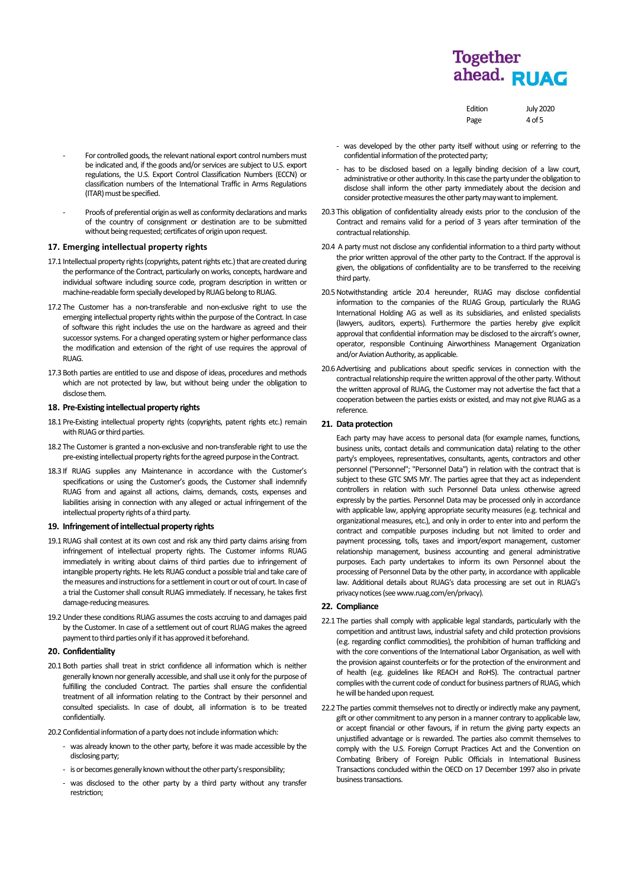- For controlled goods, the relevant national export control numbers must be indicated and, if the goods and/or services are subject to U.S. export regulations, the U.S. Export Control Classification Numbers (ECCN) or classification numbers of the International Traffic in Arms Regulations (ITAR) must be specified.
- Proofs of preferential origin as well as conformity declarations and marks of the country of consignment or destination are to be submitted without being requested; certificates of origin upon request.

## 17. Emerging intellectual property rights

17.1 Intellectual property rights (copyrights, patent rights etc.) that are created during the performance of the Contract, particularly on works, concepts, hardware and individual software including source code, program description in written or machine-readable form specially developed by RUAG belong to RUAG.

17.2 The Customer has a non-transferable and non-exclusive right to use the emerging intellectual property rights within the purpose of the Contract. In case of software this right includes the use on the hardware as agreed and their successor systems. For a changed operating system or higher performance class the modification and extension of the right of use requires the approval of RUAG.

17.3 Both parties are entitled to use and dispose of ideas, procedures and methods which are not protected by law, but without being under the obligation to disclose them.

## 18. Pre-Existing intellectual property rights

18.1 Pre-Existing intellectual property rights (copyrights, patent rights etc.) remain with RUAG or third parties.

18.2 The Customer is granted a non-exclusive and non-transferable right to use the pre-existing intellectual property rights for the agreed purpose in the Contract.

18.3 If RUAG supplies any Maintenance in accordance with the Customer's specifications or using the Customer's goods, the Customer shall indemnify RUAG from and against all actions, claims, demands, costs, expenses and liabilities arising in connection with any alleged or actual infringement of the intellectual property rights of a third party.

## 19. Infringement of intellectual property rights

19.1 RUAG shall contest at its own cost and risk any third party claims arising from infringement of intellectual property rights. The Customer informs RUAG immediately in writing about claims of third parties due to infringement of intangible property rights. He lets RUAG conduct a possible trial and take care of the measures and instructions for a settlement in court or out of court. In case of a trial the Customer shall consult RUAG immediately. If necessary, he takes first damage-reducing measures.

19.2 Under these conditions RUAG assumes the costs accruing to and damages paid by the Customer. In case of a settlement out of court RUAG makes the agreed payment to third parties only if it has approved it beforehand.

## 20. Confidentiality

20.1 Both parties shall treat in strict confidence all information which is neither generally known nor generally accessible, and shall use it only for the purpose of fulfilling the concluded Contract. The parties shall ensure the confidential treatment of all information relating to the Contract by their personnel and consulted specialists. In case of doubt, all information is to be treated confidentially.

20.2 Confidential information of a party does not include information which:

- was already known to the other party, before it was made accessible by the disclosing party;
- is or becomes generally known without the other party's responsibility;
- was disclosed to the other party by a third party without any transfer restriction;
- was developed by the other party itself without using or referring to the confidential information of the protected party;
- has to be disclosed based on a legally binding decision of a law court, administrative or other authority. In this case the party under the obligation to disclose shall inform the other party immediately about the decision and consider protective measures the other party may want to implement.

20.3 This obligation of confidentiality already exists prior to the conclusion of the Contract and remains valid for a period of 3 years after termination of the contractual relationship.

20.4 A party must not disclose any confidential information to a third party without the prior written approval of the other party to the Contract. If the approval is given, the obligations of confidentiality are to be transferred to the receiving third party.

20.5 Notwithstanding article 20.4 hereunder, RUAG may disclose confidential information to the companies of the RUAG Group, particularly the RUAG International Holding AG as well as its subsidiaries, and enlisted specialists (lawyers, auditors, experts). Furthermore the parties hereby give explicit approval that confidential information may be disclosed to the aircraft's owner, operator, responsible Continuing Airworthiness Management Organization and/or Aviation Authority, as applicable.

20.6 Advertising and publications about specific services in connection with the contractual relationship require the written approval of the other party. Without the written approval of RUAG, the Customer may not advertise the fact that a cooperation between the parties exists or existed, and may not give RUAG as a reference.

## 21. Data protection

Each party may have access to personal data (for example names, functions, business units, contact details and communication data) relating to the other party's employees, representatives, consultants, agents, contractors and other personnel ("Personnel"; "Personnel Data") in relation with the contract that is subject to these GTC SMS MY. The parties agree that they act as independent controllers in relation with such Personnel Data unless otherwise agreed expressly by the parties. Personnel Data may be processed only in accordance with applicable law, applying appropriate security measures (e.g. technical and organizational measures, etc.), and only in order to enter into and perform the contract and compatible purposes including but not limited to order and payment processing, tolls, taxes and import/export management, customer relationship management, business accounting and general administrative purposes. Each party undertakes to inform its own Personnel about the processing of Personnel Data by the other party, in accordance with applicable law. Additional details about RUAG's data processing are set out in RUAG's privacy notices (see www.ruag.com/en/privacy).

## 22. Compliance

22.1 The parties shall comply with applicable legal standards, particularly with the competition and antitrust laws, industrial safety and child protection provisions (e.g. regarding conflict commodities), the prohibition of human trafficking and with the core conventions of the International Labor Organisation, as well with the provision against counterfeits or for the protection of the environment and of health (e.g. guidelines like REACH and RoHS). The contractual partner complies with the current code of conduct for business partners of RUAG, which he will be handed upon request.

22.2 The parties commit themselves not to directly or indirectly make any payment, gift or other commitment to any person in a manner contrary to applicable law, or accept financial or other favours, if in return the giving party expects an unjustified advantage or is rewarded. The parties also commit themselves to comply with the U.S. Foreign Corrupt Practices Act and the Convention on Combating Bribery of Foreign Public Officials in International Business Transactions concluded within the OECD on 17 December 1997 also in private business transactions.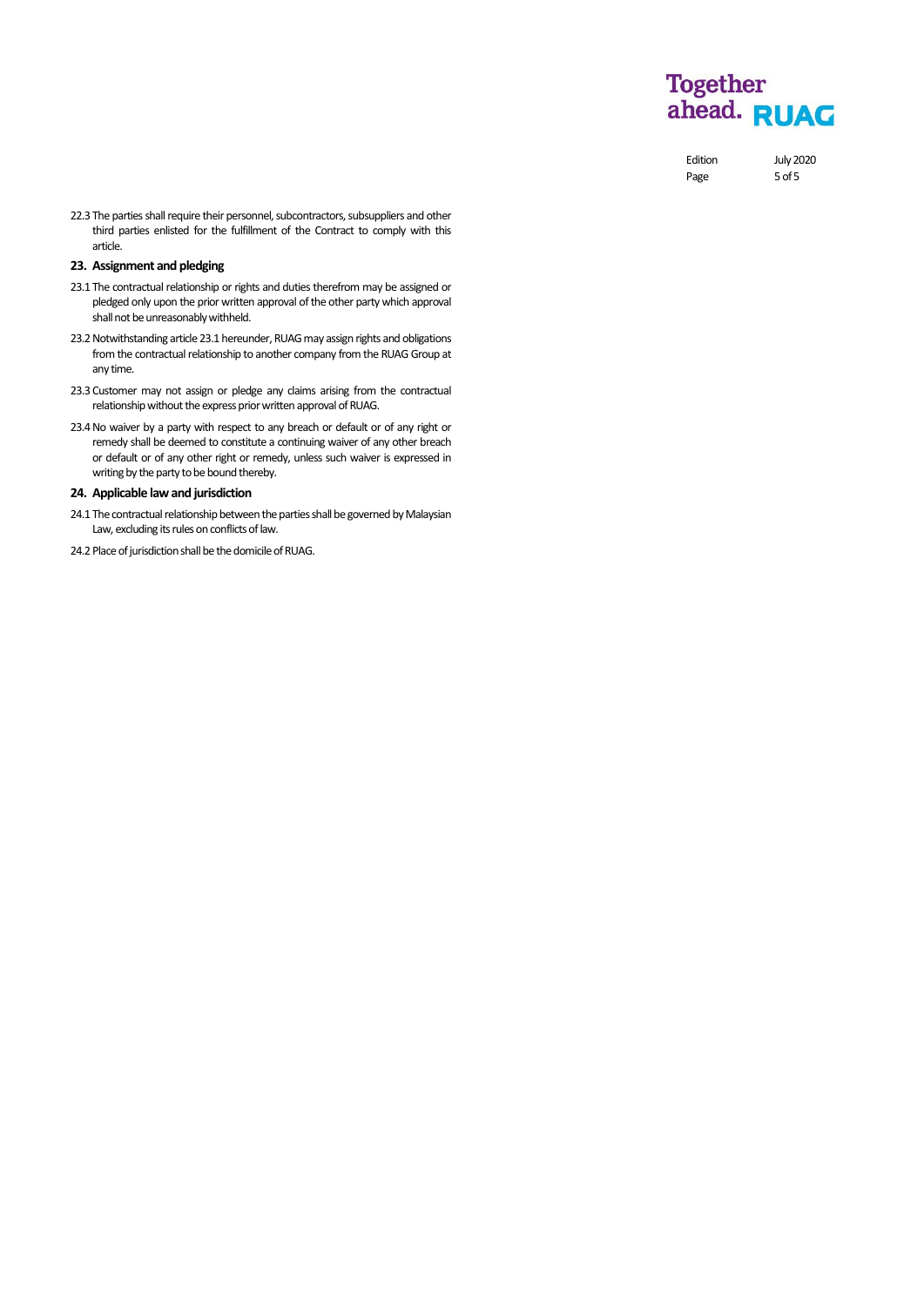22.3 The parties shall require their personnel, subcontractors, subsuppliers and other third parties enlisted for the fulfillment of the Contract to comply with this article.

## 23. Assignment and pledging

23.1 The contractual relationship or rights and duties therefrom may be assigned or pledged only upon the prior written approval of the other party which approval shall not be unreasonably withheld.

23.2 Notwithstanding article 23.1 hereunder, RUAG may assign rights and obligations from the contractual relationship to another company from the RUAG Group at any time.

23.3 Customer may not assign or pledge any claims arising from the contractual relationship without the express prior written approval of RUAG.

23.4 No waiver by a party with respect to any breach or default or of any right or remedy shall be deemed to constitute a continuing waiver of any other breach or default or of any other right or remedy, unless such waiver is expressed in writing by the party to be bound thereby.

## 24. Applicable law and jurisdiction

24.1 The contractual relationship between the parties shall be governed by Malaysian Law, excluding its rules on conflicts of law.

24.2 Place of jurisdiction shall be the domicile of RUAG.